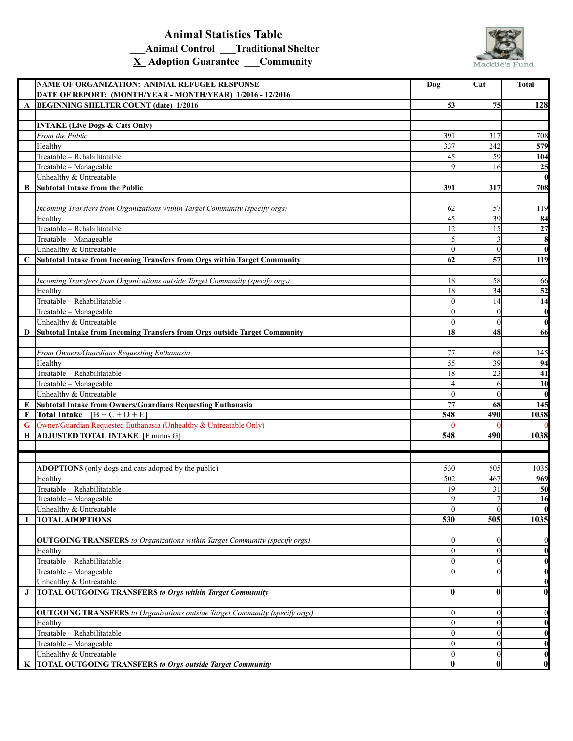# Animal Statistics Table

___Animal Control ___Traditional Shelter

X Adoption Guarantee ___Community

Maddie's Fund

| | NAME OF ORGANIZATION: ANIMAL REFUGEE RESPONSE | Dog | Cat | Total |
|---|---|---|---|---|
| | DATE OF REPORT: (MONTH/YEAR - MONTH/YEAR) 1/2016 - 12/2016 | | | |
| A | BEGINNING SHELTER COUNT (date) 1/2016 | 53 | 75 | 128 |
| | | | | |
| | **INTAKE (Live Dogs & Cats Only)** | | | |
| | *From the Public* | 391 | 317 | 708 |
| | Healthy | 337 | 242 | 579 |
| | Treatable – Rehabilitatable | 45 | 59 | 104 |
| | Treatable – Manageable | 9 | 16 | 25 |
| | Unhealthy & Untreatable | | | 0 |
| B | **Subtotal Intake from the Public** | 391 | 317 | 708 |
| | | | | |
| | *Incoming Transfers from Organizations within Target Community (specify orgs)* | 62 | 57 | 119 |
| | Healthy | 45 | 39 | 84 |
| | Treatable – Rehabilitatable | 12 | 15 | 27 |
| | Treatable – Manageable | 5 | 3 | 8 |
| | Unhealthy & Untreatable | 0 | 0 | 0 |
| C | **Subtotal Intake from Incoming Transfers from Orgs within Target Community** | 62 | 57 | 119 |
| | | | | |
| | *Incoming Transfers from Organizations outside Target Community (specify orgs)* | 18 | 58 | 66 |
| | Healthy | 18 | 34 | 52 |
| | Treatable – Rehabilitatable | 0 | 14 | 14 |
| | Treatable – Manageable | 0 | 0 | 0 |
| | Unhealthy & Untreatable | 0 | 0 | 0 |
| D | **Subtotal Intake from Incoming Transfers from Orgs outside Target Community** | 18 | 48 | 66 |
| | | | | |
| | *From Owners/Guardians Requesting Euthanasia* | 77 | 68 | 145 |
| | Healthy | 55 | 39 | 94 |
| | Treatable – Rehabilitatable | 18 | 23 | 41 |
| | Treatable – Manageable | 4 | 6 | 10 |
| | Unhealthy & Untreatable | 0 | 0 | 0 |
| E | **Subtotal Intake from Owners/Guardians Requesting Euthanasia** | 77 | 68 | 145 |
| F | **Total Intake** [B + C + D + E] | 548 | 490 | 1038 |
| G | Owner/Guardian Requested Euthanasia (Unhealthy & Untreatable Only) | 0 | 0 | 0 |
| H | **ADJUSTED TOTAL INTAKE** [F minus G] | 548 | 490 | 1038 |
| | | | | |
| | | | | |
| | **ADOPTIONS** (only dogs and cats adopted by the public) | 530 | 505 | 1035 |
| | Healthy | 502 | 467 | 969 |
| | Treatable – Rehabilitatable | 19 | 31 | 50 |
| | Treatable – Manageable | 9 | 7 | 16 |
| | Unhealthy & Untreatable | 0 | 0 | 0 |
| I | **TOTAL ADOPTIONS** | 530 | 505 | 1035 |
| | | | | |
| | **OUTGOING TRANSFERS** *to Organizations within Target Community (specify orgs)* | 0 | 0 | 0 |
| | Healthy | 0 | 0 | 0 |
| | Treatable – Rehabilitatable | 0 | 0 | 0 |
| | Treatable – Manageable | 0 | 0 | 0 |
| | Unhealthy & Untreatable | | | 0 |
| J | **TOTAL OUTGOING TRANSFERS** ***to Orgs within Target Community*** | 0 | 0 | 0 |
| | | | | |
| | **OUTGOING TRANSFERS** *to Organizations outside Target Community (specify orgs)* | 0 | 0 | 0 |
| | Healthy | 0 | 0 | 0 |
| | Treatable – Rehabilitatable | 0 | 0 | 0 |
| | Treatable – Manageable | 0 | 0 | 0 |
| | Unhealthy & Untreatable | 0 | 0 | 0 |
| K | **TOTAL OUTGOING TRANSFERS** ***to Orgs outside Target Community*** | 0 | 0 | 0 |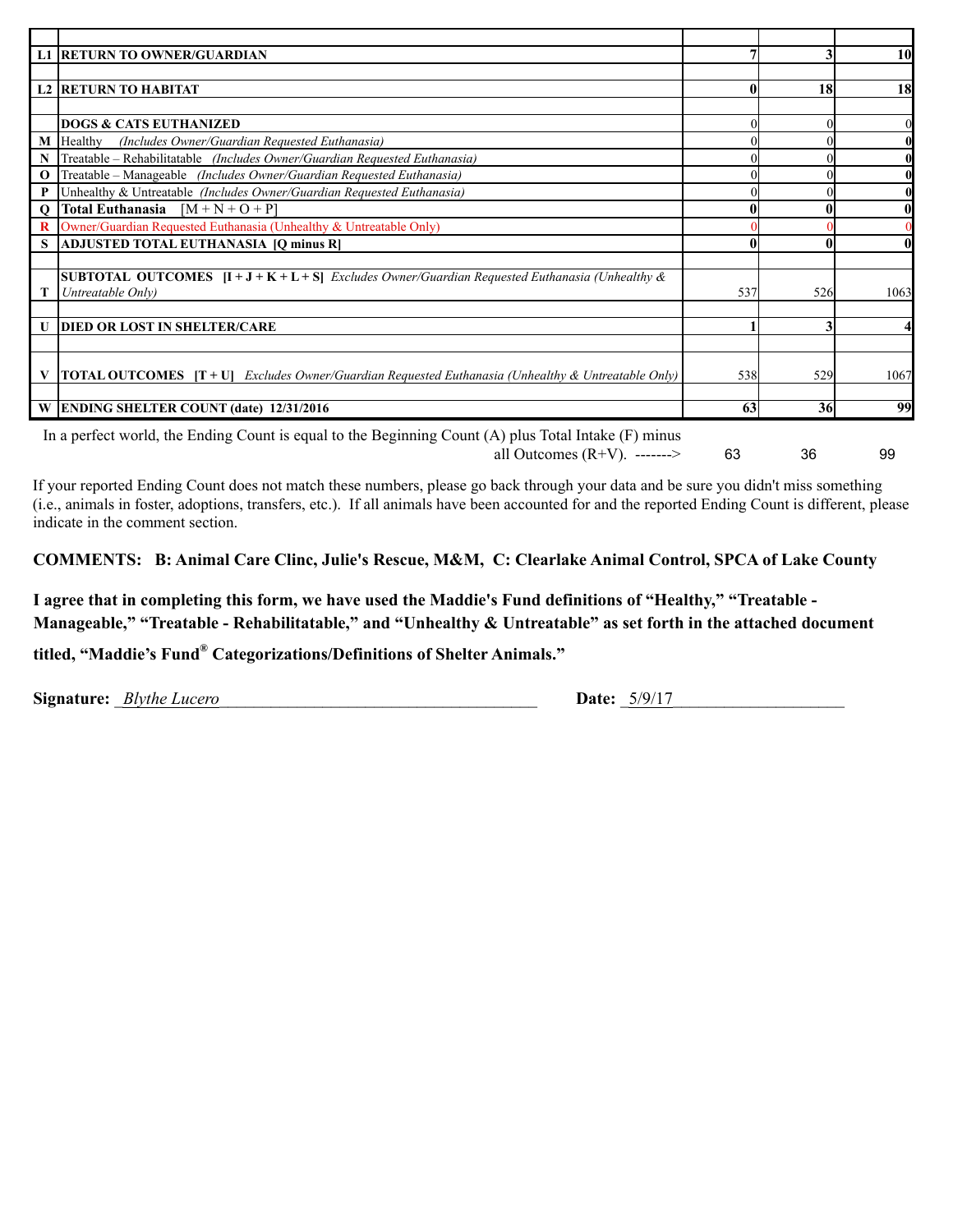| | | | | |
|---|---|---|---|---|
| | | | | |
| L1 | **RETURN TO OWNER/GUARDIAN** | **7** | **3** | **10** |
| | | | | |
| L2 | **RETURN TO HABITAT** | **0** | **18** | **18** |
| | | | | |
| | **DOGS & CATS EUTHANIZED** | 0 | 0 | 0 |
| M | Healthy *(Includes Owner/Guardian Requested Euthanasia)* | 0 | 0 | **0** |
| N | Treatable – Rehabilitatable *(Includes Owner/Guardian Requested Euthanasia)* | 0 | 0 | **0** |
| O | Treatable – Manageable *(Includes Owner/Guardian Requested Euthanasia)* | 0 | 0 | **0** |
| P | Unhealthy & Untreatable *(Includes Owner/Guardian Requested Euthanasia)* | 0 | 0 | **0** |
| Q | **Total Euthanasia** [M + N + O + P] | **0** | **0** | **0** |
| R | Owner/Guardian Requested Euthanasia (Unhealthy & Untreatable Only) | 0 | 0 | 0 |
| S | **ADJUSTED TOTAL EUTHANASIA [Q minus R]** | **0** | **0** | **0** |
| | | | | |
| T | **SUBTOTAL OUTCOMES [I + J + K + L + S]** *Excludes Owner/Guardian Requested Euthanasia (Unhealthy & Untreatable Only)* | 537 | 526 | 1063 |
| | | | | |
| U | **DIED OR LOST IN SHELTER/CARE** | **1** | **3** | **4** |
| | | | | |
| V | **TOTAL OUTCOMES [T + U]** *Excludes Owner/Guardian Requested Euthanasia (Unhealthy & Untreatable Only)* | 538 | 529 | 1067 |
| | | | | |
| W | **ENDING SHELTER COUNT (date) 12/31/2016** | **63** | **36** | **99** |

In a perfect world, the Ending Count is equal to the Beginning Count (A) plus Total Intake (F) minus all Outcomes (R+V). -------> 63 36 99

If your reported Ending Count does not match these numbers, please go back through your data and be sure you didn't miss something (i.e., animals in foster, adoptions, transfers, etc.). If all animals have been accounted for and the reported Ending Count is different, please indicate in the comment section.

**COMMENTS: B: Animal Care Clinc, Julie's Rescue, M&M, C: Clearlake Animal Control, SPCA of Lake County**

**I agree that in completing this form, we have used the Maddie's Fund definitions of "Healthy," "Treatable - Manageable," "Treatable - Rehabilitatable," and "Unhealthy & Untreatable" as set forth in the attached document titled, "Maddie's Fund® Categorizations/Definitions of Shelter Animals."**

**Signature:** *Blythe Lucero* **Date:** 5/9/17